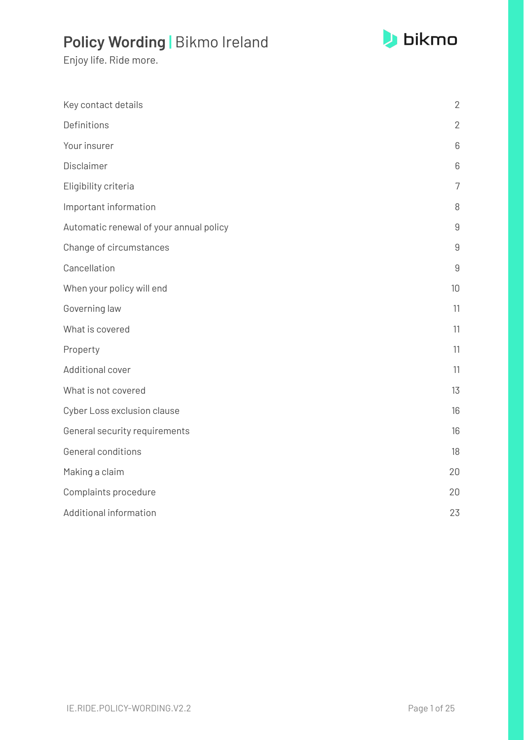# Policy Wording | Bikmo Ireland

Enjoy life. Ride more.

| | |
|---|---|
| Key contact details | 2 |
| Definitions | 2 |
| Your insurer | 6 |
| Disclaimer | 6 |
| Eligibility criteria | 7 |
| Important information | 8 |
| Automatic renewal of your annual policy | 9 |
| Change of circumstances | 9 |
| Cancellation | 9 |
| When your policy will end | 10 |
| Governing law | 11 |
| What is covered | 11 |
| Property | 11 |
| Additional cover | 11 |
| What is not covered | 13 |
| Cyber Loss exclusion clause | 16 |
| General security requirements | 16 |
| General conditions | 18 |
| Making a claim | 20 |
| Complaints procedure | 20 |
| Additional information | 23 |

IE.RIDE.POLICY-WORDING.V2.2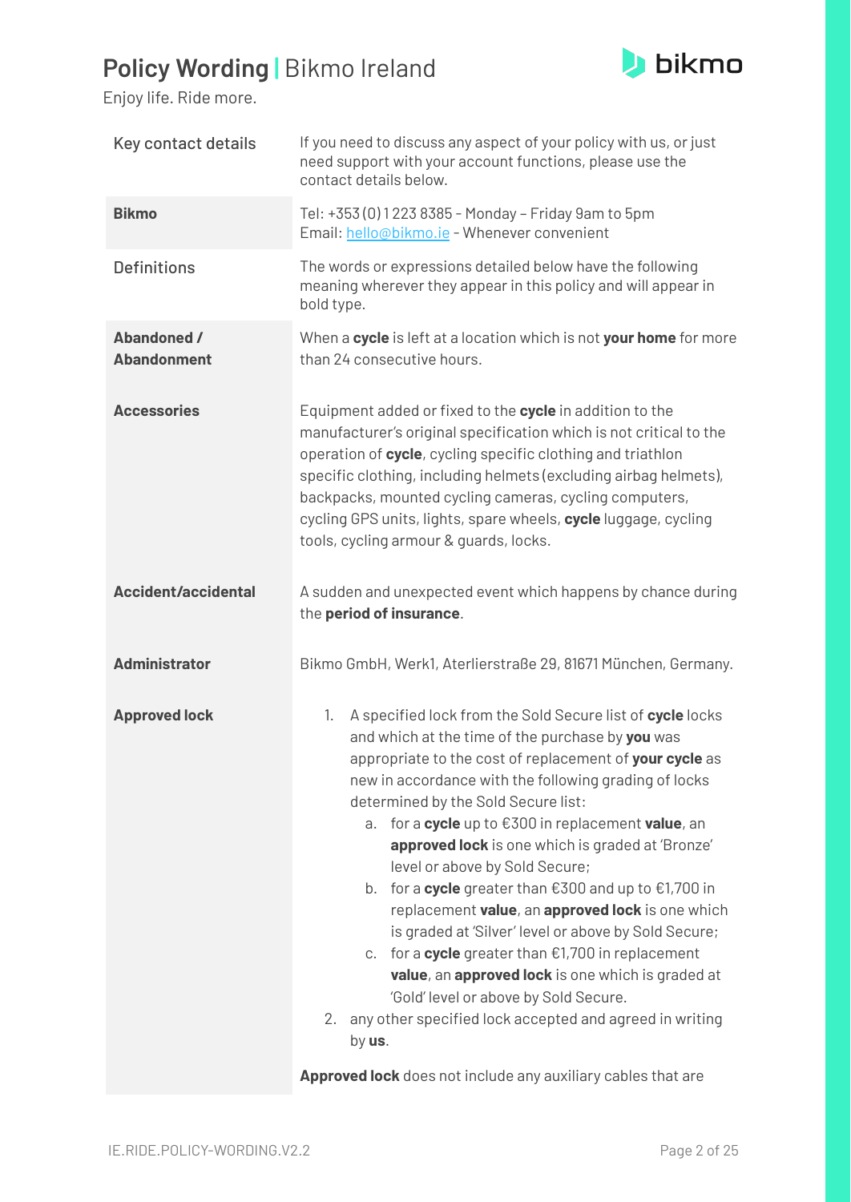# Policy Wording | Bikmo Ireland

Enjoy life. Ride more.

| Key contact details | If you need to discuss any aspect of your policy with us, or just need support with your account functions, please use the contact details below. |
|---|---|
| **Bikmo** | Tel: +353 (0) 1 223 8385 - Monday – Friday 9am to 5pm<br>Email: [hello@bikmo.ie](mailto:hello@bikmo.ie) - Whenever convenient |
| Definitions | The words or expressions detailed below have the following meaning wherever they appear in this policy and will appear in bold type. |
| **Abandoned / Abandonment** | When a **cycle** is left at a location which is not **your home** for more than 24 consecutive hours. |
| **Accessories** | Equipment added or fixed to the **cycle** in addition to the manufacturer's original specification which is not critical to the operation of **cycle**, cycling specific clothing and triathlon specific clothing, including helmets (excluding airbag helmets), backpacks, mounted cycling cameras, cycling computers, cycling GPS units, lights, spare wheels, **cycle** luggage, cycling tools, cycling armour & guards, locks. |
| **Accident/accidental** | A sudden and unexpected event which happens by chance during the **period of insurance**. |
| **Administrator** | Bikmo GmbH, Werk1, Aterlierstraße 29, 81671 München, Germany. |
| **Approved lock** | 1. A specified lock from the Sold Secure list of **cycle** locks and which at the time of the purchase by **you** was appropriate to the cost of replacement of **your cycle** as new in accordance with the following grading of locks determined by the Sold Secure list:<br>a. for a **cycle** up to €300 in replacement **value**, an **approved lock** is one which is graded at 'Bronze' level or above by Sold Secure;<br>b. for a **cycle** greater than €300 and up to €1,700 in replacement **value**, an **approved lock** is one which is graded at 'Silver' level or above by Sold Secure;<br>c. for a **cycle** greater than €1,700 in replacement **value**, an **approved lock** is one which is graded at 'Gold' level or above by Sold Secure.<br>2. any other specified lock accepted and agreed in writing by **us**.<br><br>**Approved lock** does not include any auxiliary cables that are |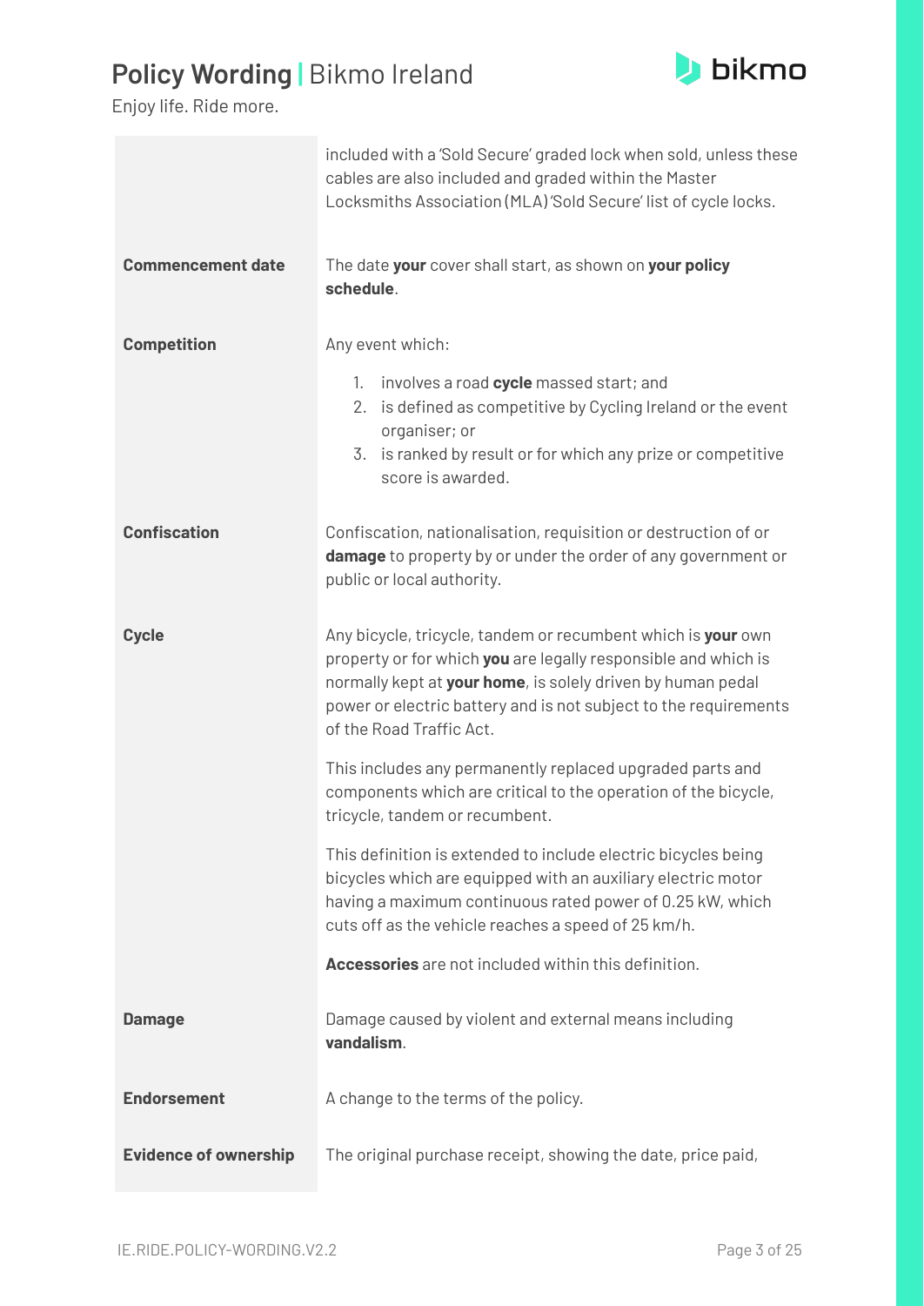| | |
|---|---|
| | included with a 'Sold Secure' graded lock when sold, unless these cables are also included and graded within the Master Locksmiths Association (MLA) 'Sold Secure' list of cycle locks. |
| **Commencement date** | The date **your** cover shall start, as shown on **your policy schedule**. |
| **Competition** | Any event which:<br>1. involves a road **cycle** massed start; and<br>2. is defined as competitive by Cycling Ireland or the event organiser; or<br>3. is ranked by result or for which any prize or competitive score is awarded. |
| **Confiscation** | Confiscation, nationalisation, requisition or destruction of or **damage** to property by or under the order of any government or public or local authority. |
| **Cycle** | Any bicycle, tricycle, tandem or recumbent which is **your** own property or for which **you** are legally responsible and which is normally kept at **your home**, is solely driven by human pedal power or electric battery and is not subject to the requirements of the Road Traffic Act.<br><br>This includes any permanently replaced upgraded parts and components which are critical to the operation of the bicycle, tricycle, tandem or recumbent.<br><br>This definition is extended to include electric bicycles being bicycles which are equipped with an auxiliary electric motor having a maximum continuous rated power of 0.25 kW, which cuts off as the vehicle reaches a speed of 25 km/h.<br><br>**Accessories** are not included within this definition. |
| **Damage** | Damage caused by violent and external means including **vandalism**. |
| **Endorsement** | A change to the terms of the policy. |
| **Evidence of ownership** | The original purchase receipt, showing the date, price paid, |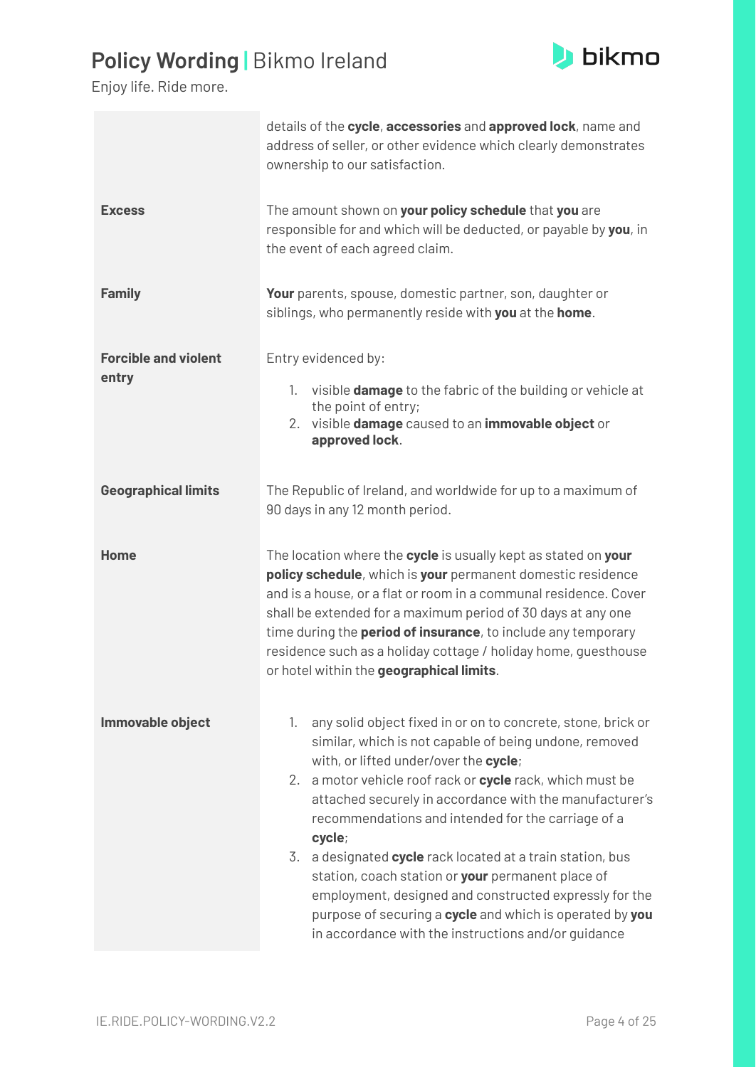| | |
|---|---|
| | details of the **cycle**, **accessories** and **approved lock**, name and address of seller, or other evidence which clearly demonstrates ownership to our satisfaction. |
| **Excess** | The amount shown on **your policy schedule** that **you** are responsible for and which will be deducted, or payable by **you**, in the event of each agreed claim. |
| **Family** | **Your** parents, spouse, domestic partner, son, daughter or siblings, who permanently reside with **you** at the **home**. |
| **Forcible and violent entry** | Entry evidenced by:<br>1. visible **damage** to the fabric of the building or vehicle at the point of entry;<br>2. visible **damage** caused to an **immovable object** or **approved lock**. |
| **Geographical limits** | The Republic of Ireland, and worldwide for up to a maximum of 90 days in any 12 month period. |
| **Home** | The location where the **cycle** is usually kept as stated on **your policy schedule**, which is **your** permanent domestic residence and is a house, or a flat or room in a communal residence. Cover shall be extended for a maximum period of 30 days at any one time during the **period of insurance**, to include any temporary residence such as a holiday cottage / holiday home, guesthouse or hotel within the **geographical limits**. |
| **Immovable object** | 1. any solid object fixed in or on to concrete, stone, brick or similar, which is not capable of being undone, removed with, or lifted under/over the **cycle**;<br>2. a motor vehicle roof rack or **cycle** rack, which must be attached securely in accordance with the manufacturer's recommendations and intended for the carriage of a **cycle**;<br>3. a designated **cycle** rack located at a train station, bus station, coach station or **your** permanent place of employment, designed and constructed expressly for the purpose of securing a **cycle** and which is operated by **you** in accordance with the instructions and/or guidance |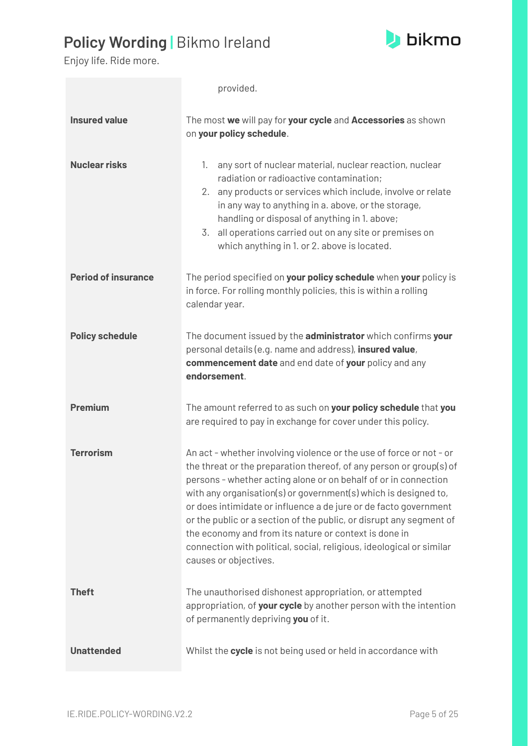| | |
|---|---|
| | provided. |
| **Insured value** | The most **we** will pay for **your cycle** and **Accessories** as shown on **your policy schedule**. |
| **Nuclear risks** | 1. any sort of nuclear material, nuclear reaction, nuclear radiation or radioactive contamination;<br>2. any products or services which include, involve or relate in any way to anything in a. above, or the storage, handling or disposal of anything in 1. above;<br>3. all operations carried out on any site or premises on which anything in 1. or 2. above is located. |
| **Period of insurance** | The period specified on **your policy schedule** when **your** policy is in force. For rolling monthly policies, this is within a rolling calendar year. |
| **Policy schedule** | The document issued by the **administrator** which confirms **your** personal details (e.g. name and address), **insured value**, **commencement date** and end date of **your** policy and any **endorsement**. |
| **Premium** | The amount referred to as such on **your policy schedule** that **you** are required to pay in exchange for cover under this policy. |
| **Terrorism** | An act - whether involving violence or the use of force or not - or the threat or the preparation thereof, of any person or group(s) of persons - whether acting alone or on behalf of or in connection with any organisation(s) or government(s) which is designed to, or does intimidate or influence a de jure or de facto government or the public or a section of the public, or disrupt any segment of the economy and from its nature or context is done in connection with political, social, religious, ideological or similar causes or objectives. |
| **Theft** | The unauthorised dishonest appropriation, or attempted appropriation, of **your cycle** by another person with the intention of permanently depriving **you** of it. |
| **Unattended** | Whilst the **cycle** is not being used or held in accordance with |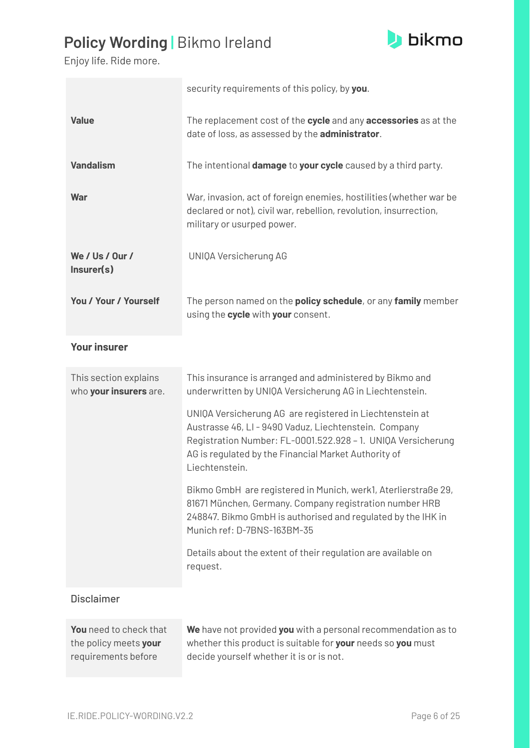| | |
|---|---|
| | security requirements of this policy, by **you**. |
| **Value** | The replacement cost of the **cycle** and any **accessories** as at the date of loss, as assessed by the **administrator**. |
| **Vandalism** | The intentional **damage** to **your cycle** caused by a third party. |
| **War** | War, invasion, act of foreign enemies, hostilities (whether war be declared or not), civil war, rebellion, revolution, insurrection, military or usurped power. |
| **We / Us / Our / Insurer(s)** | UNIQA Versicherung AG |
| **You / Your / Yourself** | The person named on the **policy schedule**, or any **family** member using the **cycle** with **your** consent. |

## Your insurer

| | |
|---|---|
| This section explains who **your insurers** are. | This insurance is arranged and administered by Bikmo and underwritten by UNIQA Versicherung AG in Liechtenstein.<br><br>UNIQA Versicherung AG are registered in Liechtenstein at Austrasse 46, LI - 9490 Vaduz, Liechtenstein. Company Registration Number: FL-0001.522.928 – 1. UNIQA Versicherung AG is regulated by the Financial Market Authority of Liechtenstein.<br><br>Bikmo GmbH are registered in Munich, werk1, Aterlierstraße 29, 81671 München, Germany. Company registration number HRB 248847. Bikmo GmbH is authorised and regulated by the IHK in Munich ref: D-7BNS-163BM-35<br><br>Details about the extent of their regulation are available on request. |

## Disclaimer

| | |
|---|---|
| **You** need to check that the policy meets **your** requirements before | **We** have not provided **you** with a personal recommendation as to whether this product is suitable for **your** needs so **you** must decide yourself whether it is or is not. |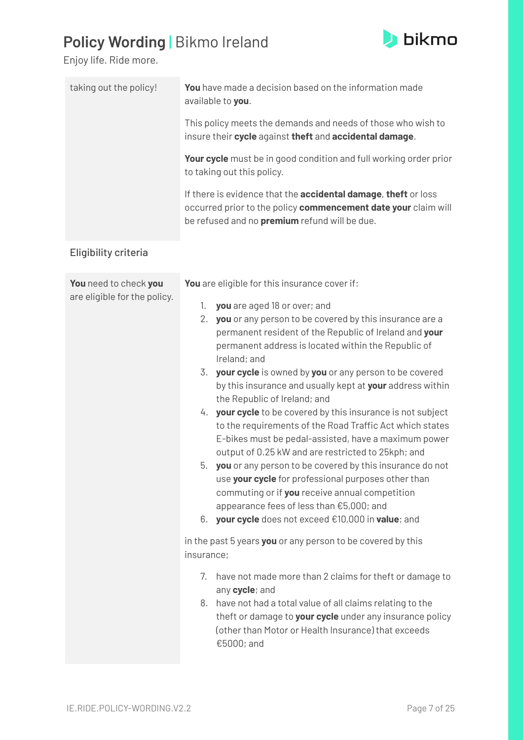| | |
|---|---|
| taking out the policy! | **You** have made a decision based on the information made available to **you**.<br><br>This policy meets the demands and needs of those who wish to insure their **cycle** against **theft** and **accidental damage**.<br><br>**Your cycle** must be in good condition and full working order prior to taking out this policy.<br><br>If there is evidence that the **accidental damage**, **theft** or loss occurred prior to the policy **commencement date your** claim will be refused and no **premium** refund will be due. |

## Eligibility criteria

| | |
|---|---|
| **You** need to check **you** are eligible for the policy. | **You** are eligible for this insurance cover if:<br><br>1. **you** are aged 18 or over; and<br>2. **you** or any person to be covered by this insurance are a permanent resident of the Republic of Ireland and **your** permanent address is located within the Republic of Ireland; and<br>3. **your cycle** is owned by **you** or any person to be covered by this insurance and usually kept at **your** address within the Republic of Ireland; and<br>4. **your cycle** to be covered by this insurance is not subject to the requirements of the Road Traffic Act which states E-bikes must be pedal-assisted, have a maximum power output of 0.25 kW and are restricted to 25kph; and<br>5. **you** or any person to be covered by this insurance do not use **your cycle** for professional purposes other than commuting or if **you** receive annual competition appearance fees of less than €5,000; and<br>6. **your cycle** does not exceed €10,000 in **value**; and<br><br>in the past 5 years **you** or any person to be covered by this insurance;<br><br>7. have not made more than 2 claims for theft or damage to any **cycle**; and<br>8. have not had a total value of all claims relating to the theft or damage to **your cycle** under any insurance policy (other than Motor or Health Insurance) that exceeds €5000; and |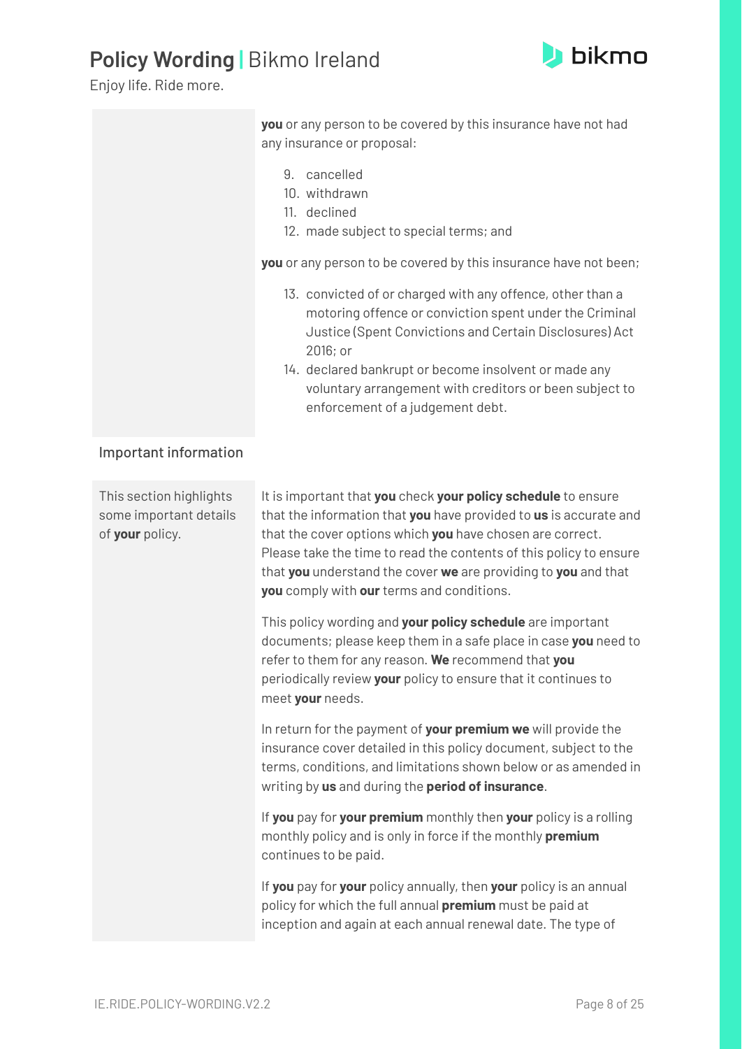**you** or any person to be covered by this insurance have not had any insurance or proposal:

9. cancelled
10. withdrawn
11. declined
12. made subject to special terms; and

**you** or any person to be covered by this insurance have not been;

13. convicted of or charged with any offence, other than a motoring offence or conviction spent under the Criminal Justice (Spent Convictions and Certain Disclosures) Act 2016; or
14. declared bankrupt or become insolvent or made any voluntary arrangement with creditors or been subject to enforcement of a judgement debt.

## Important information

*This section highlights some important details of **your** policy.*

It is important that **you** check **your policy schedule** to ensure that the information that **you** have provided to **us** is accurate and that the cover options which **you** have chosen are correct. Please take the time to read the contents of this policy to ensure that **you** understand the cover **we** are providing to **you** and that **you** comply with **our** terms and conditions.

This policy wording and **your policy schedule** are important documents; please keep them in a safe place in case **you** need to refer to them for any reason. **We** recommend that **you** periodically review **your** policy to ensure that it continues to meet **your** needs.

In return for the payment of **your premium we** will provide the insurance cover detailed in this policy document, subject to the terms, conditions, and limitations shown below or as amended in writing by **us** and during the **period of insurance**.

If **you** pay for **your premium** monthly then **your** policy is a rolling monthly policy and is only in force if the monthly **premium** continues to be paid.

If **you** pay for **your** policy annually, then **your** policy is an annual policy for which the full annual **premium** must be paid at inception and again at each annual renewal date. The type of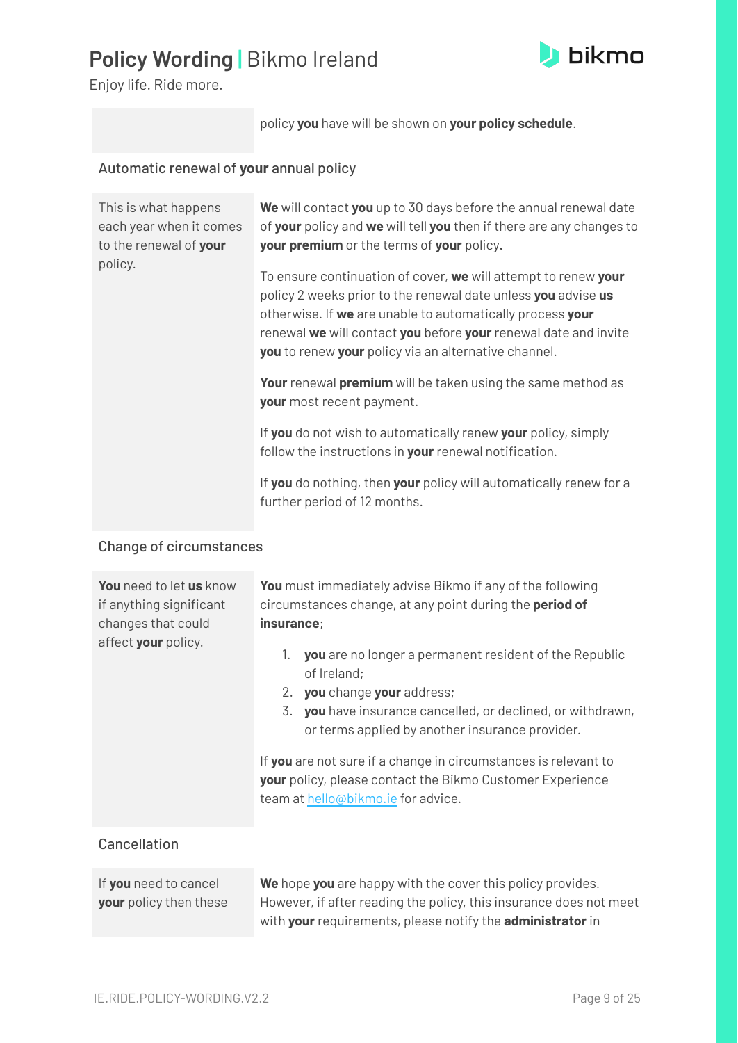| | policy **you** have will be shown on **your policy schedule**. |
|---|---|

## Automatic renewal of **your** annual policy

| This is what happens each year when it comes to the renewal of **your** policy. | **We** will contact **you** up to 30 days before the annual renewal date of **your** policy and **we** will tell **you** then if there are any changes to **your premium** or the terms of **your** policy**.**<br><br>To ensure continuation of cover, **we** will attempt to renew **your** policy 2 weeks prior to the renewal date unless **you** advise **us** otherwise. If **we** are unable to automatically process **your** renewal **we** will contact **you** before **your** renewal date and invite **you** to renew **your** policy via an alternative channel.<br><br>**Your** renewal **premium** will be taken using the same method as **your** most recent payment.<br><br>If **you** do not wish to automatically renew **your** policy, simply follow the instructions in **your** renewal notification.<br><br>If **you** do nothing, then **your** policy will automatically renew for a further period of 12 months. |
|---|---|

## Change of circumstances

| **You** need to let **us** know if anything significant changes that could affect **your** policy. | **You** must immediately advise Bikmo if any of the following circumstances change, at any point during the **period of insurance**;<br><br>1. **you** are no longer a permanent resident of the Republic of Ireland;<br>2. **you** change **your** address;<br>3. **you** have insurance cancelled, or declined, or withdrawn, or terms applied by another insurance provider.<br><br>If **you** are not sure if a change in circumstances is relevant to **your** policy, please contact the Bikmo Customer Experience team at hello@bikmo.ie for advice. |
|---|---|

## Cancellation

| If **you** need to cancel **your** policy then these | **We** hope **you** are happy with the cover this policy provides. However, if after reading the policy, this insurance does not meet with **your** requirements, please notify the **administrator** in |
|---|---|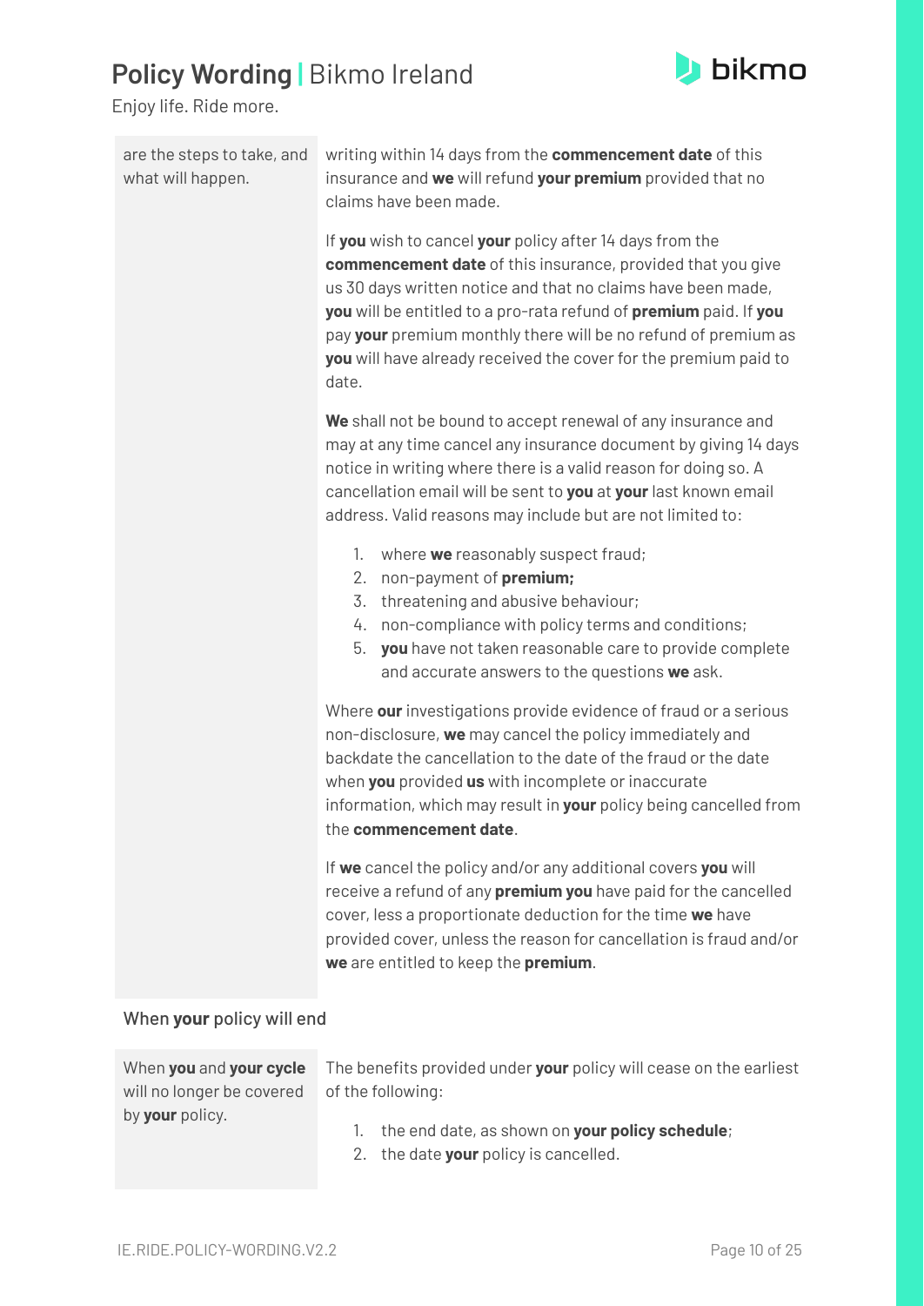| | |
|---|---|
| are the steps to take, and what will happen. | writing within 14 days from the **commencement date** of this insurance and **we** will refund **your premium** provided that no claims have been made.<br><br>If **you** wish to cancel **your** policy after 14 days from the **commencement date** of this insurance, provided that you give us 30 days written notice and that no claims have been made, **you** will be entitled to a pro-rata refund of **premium** paid. If **you** pay **your** premium monthly there will be no refund of premium as **you** will have already received the cover for the premium paid to date.<br><br>**We** shall not be bound to accept renewal of any insurance and may at any time cancel any insurance document by giving 14 days notice in writing where there is a valid reason for doing so. A cancellation email will be sent to **you** at **your** last known email address. Valid reasons may include but are not limited to:<br><br>1. where **we** reasonably suspect fraud;<br>2. non-payment of **premium;**<br>3. threatening and abusive behaviour;<br>4. non-compliance with policy terms and conditions;<br>5. **you** have not taken reasonable care to provide complete and accurate answers to the questions **we** ask.<br><br>Where **our** investigations provide evidence of fraud or a serious non-disclosure, **we** may cancel the policy immediately and backdate the cancellation to the date of the fraud or the date when **you** provided **us** with incomplete or inaccurate information, which may result in **your** policy being cancelled from the **commencement date**.<br><br>If **we** cancel the policy and/or any additional covers **you** will receive a refund of any **premium you** have paid for the cancelled cover, less a proportionate deduction for the time **we** have provided cover, unless the reason for cancellation is fraud and/or **we** are entitled to keep the **premium**. |

### When **your** policy will end

| | |
|---|---|
| When **you** and **your cycle** will no longer be covered by **your** policy. | The benefits provided under **your** policy will cease on the earliest of the following:<br><br>1. the end date, as shown on **your policy schedule**;<br>2. the date **your** policy is cancelled. |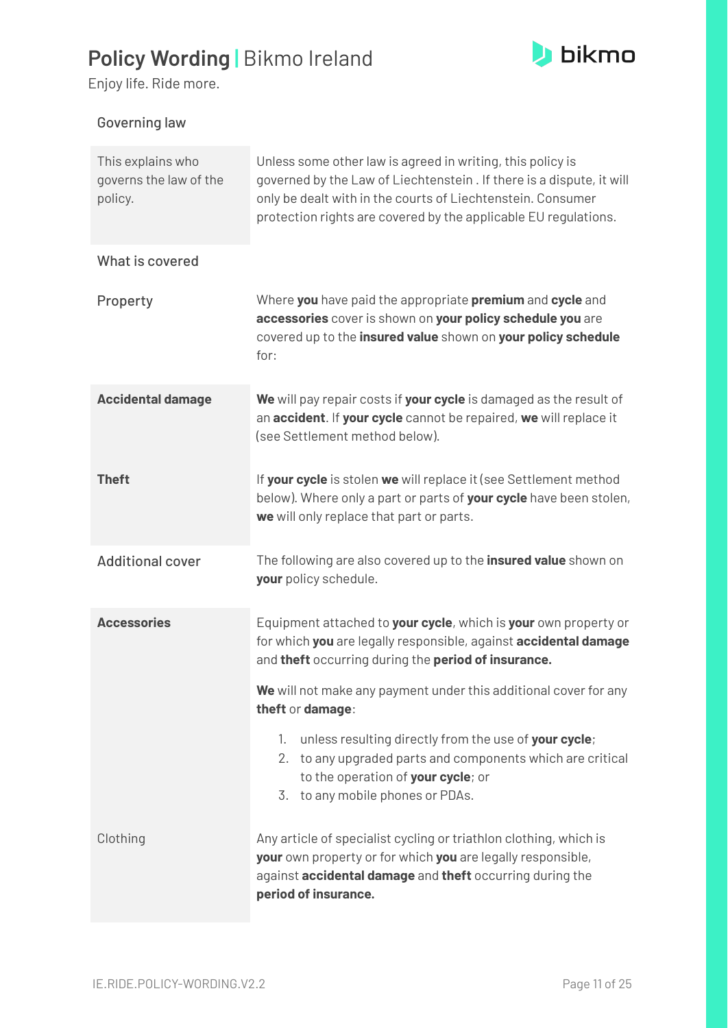## Governing law

| | |
|---|---|
| This explains who governs the law of the policy. | Unless some other law is agreed in writing, this policy is governed by the Law of Liechtenstein . If there is a dispute, it will only be dealt with in the courts of Liechtenstein. Consumer protection rights are covered by the applicable EU regulations. |

## What is covered

| | |
|---|---|
| Property | Where **you** have paid the appropriate **premium** and **cycle** and **accessories** cover is shown on **your policy schedule you** are covered up to the **insured value** shown on **your policy schedule** for: |
| **Accidental damage** | **We** will pay repair costs if **your cycle** is damaged as the result of an **accident**. If **your cycle** cannot be repaired, **we** will replace it (see Settlement method below). |
| **Theft** | If **your cycle** is stolen **we** will replace it (see Settlement method below). Where only a part or parts of **your cycle** have been stolen, **we** will only replace that part or parts. |
| Additional cover | The following are also covered up to the **insured value** shown on **your** policy schedule. |
| **Accessories** | Equipment attached to **your cycle**, which is **your** own property or for which **you** are legally responsible, against **accidental damage** and **theft** occurring during the **period of insurance.**<br><br>**We** will not make any payment under this additional cover for any **theft** or **damage**:<br><br>1. unless resulting directly from the use of **your cycle**;<br>2. to any upgraded parts and components which are critical to the operation of **your cycle**; or<br>3. to any mobile phones or PDAs. |
| Clothing | Any article of specialist cycling or triathlon clothing, which is **your** own property or for which **you** are legally responsible, against **accidental damage** and **theft** occurring during the **period of insurance.** |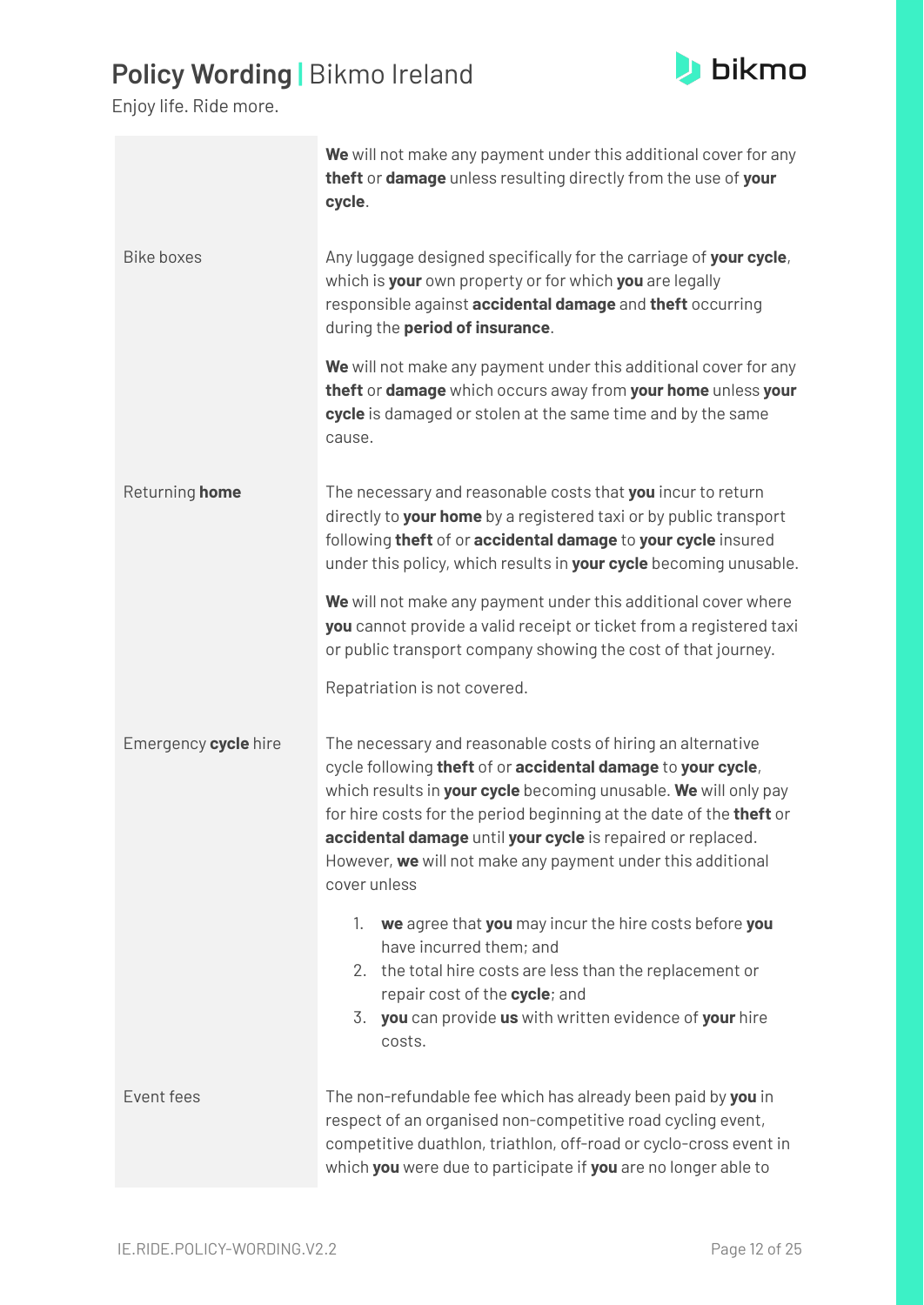| | |
|---|---|
| | **We** will not make any payment under this additional cover for any **theft** or **damage** unless resulting directly from the use of **your cycle**. |
| Bike boxes | Any luggage designed specifically for the carriage of **your cycle**, which is **your** own property or for which **you** are legally responsible against **accidental damage** and **theft** occurring during the **period of insurance**.<br><br>**We** will not make any payment under this additional cover for any **theft** or **damage** which occurs away from **your home** unless **your cycle** is damaged or stolen at the same time and by the same cause. |
| Returning **home** | The necessary and reasonable costs that **you** incur to return directly to **your home** by a registered taxi or by public transport following **theft** of or **accidental damage** to **your cycle** insured under this policy, which results in **your cycle** becoming unusable.<br><br>**We** will not make any payment under this additional cover where **you** cannot provide a valid receipt or ticket from a registered taxi or public transport company showing the cost of that journey.<br><br>Repatriation is not covered. |
| Emergency **cycle** hire | The necessary and reasonable costs of hiring an alternative cycle following **theft** of or **accidental damage** to **your cycle**, which results in **your cycle** becoming unusable. **We** will only pay for hire costs for the period beginning at the date of the **theft** or **accidental damage** until **your cycle** is repaired or replaced. However, **we** will not make any payment under this additional cover unless<br><br>1. **we** agree that **you** may incur the hire costs before **you** have incurred them; and<br>2. the total hire costs are less than the replacement or repair cost of the **cycle**; and<br>3. **you** can provide **us** with written evidence of **your** hire costs. |
| Event fees | The non-refundable fee which has already been paid by **you** in respect of an organised non-competitive road cycling event, competitive duathlon, triathlon, off-road or cyclo-cross event in which **you** were due to participate if **you** are no longer able to |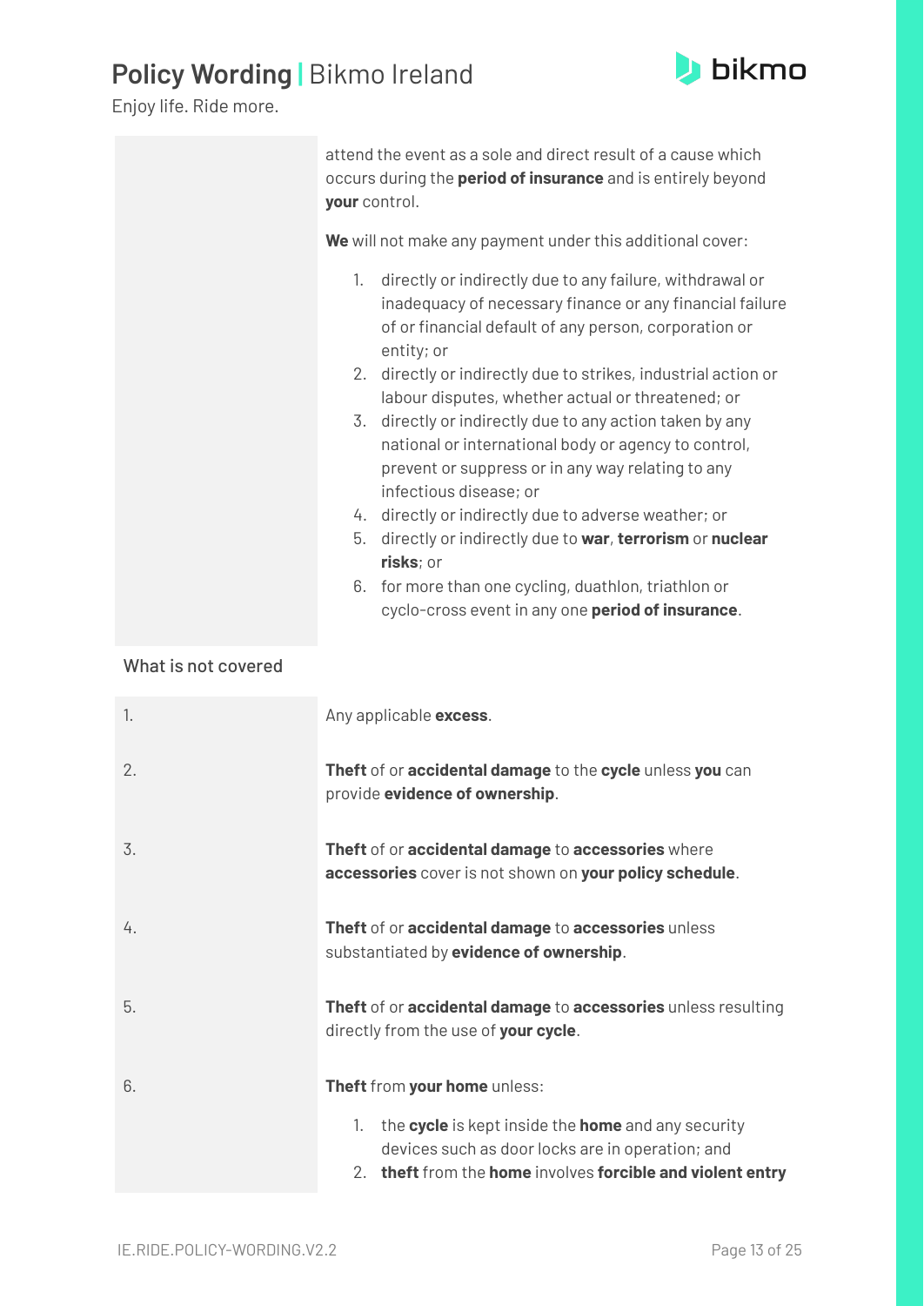attend the event as a sole and direct result of a cause which occurs during the **period of insurance** and is entirely beyond **your** control.

**We** will not make any payment under this additional cover:

1. directly or indirectly due to any failure, withdrawal or inadequacy of necessary finance or any financial failure of or financial default of any person, corporation or entity; or
2. directly or indirectly due to strikes, industrial action or labour disputes, whether actual or threatened; or
3. directly or indirectly due to any action taken by any national or international body or agency to control, prevent or suppress or in any way relating to any infectious disease; or
4. directly or indirectly due to adverse weather; or
5. directly or indirectly due to **war**, **terrorism** or **nuclear risks**; or
6. for more than one cycling, duathlon, triathlon or cyclo-cross event in any one **period of insurance**.

## What is not covered

| | |
|---|---|
| 1. | Any applicable **excess**. |
| 2. | **Theft** of or **accidental damage** to the **cycle** unless **you** can provide **evidence of ownership**. |
| 3. | **Theft** of or **accidental damage** to **accessories** where **accessories** cover is not shown on **your policy schedule**. |
| 4. | **Theft** of or **accidental damage** to **accessories** unless substantiated by **evidence of ownership**. |
| 5. | **Theft** of or **accidental damage** to **accessories** unless resulting directly from the use of **your cycle**. |
| 6. | **Theft** from **your home** unless:<br>1. the **cycle** is kept inside the **home** and any security devices such as door locks are in operation; and<br>2. **theft** from the **home** involves **forcible and violent entry** |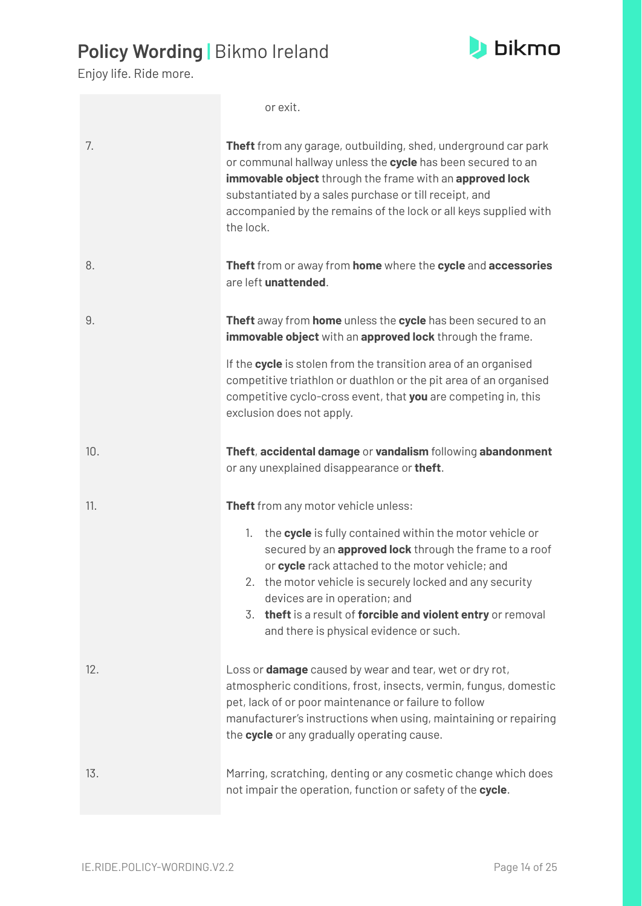or exit.

| | |
|---|---|
| 7. | **Theft** from any garage, outbuilding, shed, underground car park or communal hallway unless the **cycle** has been secured to an **immovable object** through the frame with an **approved lock** substantiated by a sales purchase or till receipt, and accompanied by the remains of the lock or all keys supplied with the lock. |
| 8. | **Theft** from or away from **home** where the **cycle** and **accessories** are left **unattended**. |
| 9. | **Theft** away from **home** unless the **cycle** has been secured to an **immovable object** with an **approved lock** through the frame.<br><br>If the **cycle** is stolen from the transition area of an organised competitive triathlon or duathlon or the pit area of an organised competitive cyclo-cross event, that **you** are competing in, this exclusion does not apply. |
| 10. | **Theft**, **accidental damage** or **vandalism** following **abandonment** or any unexplained disappearance or **theft**. |
| 11. | **Theft** from any motor vehicle unless:<br><br>1. the **cycle** is fully contained within the motor vehicle or secured by an **approved lock** through the frame to a roof or **cycle** rack attached to the motor vehicle; and<br>2. the motor vehicle is securely locked and any security devices are in operation; and<br>3. **theft** is a result of **forcible and violent entry** or removal and there is physical evidence or such. |
| 12. | Loss or **damage** caused by wear and tear, wet or dry rot, atmospheric conditions, frost, insects, vermin, fungus, domestic pet, lack of or poor maintenance or failure to follow manufacturer's instructions when using, maintaining or repairing the **cycle** or any gradually operating cause. |
| 13. | Marring, scratching, denting or any cosmetic change which does not impair the operation, function or safety of the **cycle**. |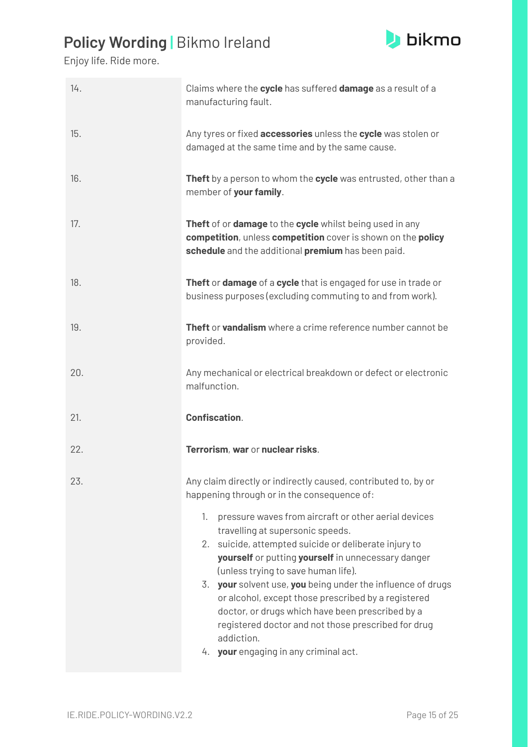| | |
|---|---|
| 14. | Claims where the **cycle** has suffered **damage** as a result of a manufacturing fault. |
| 15. | Any tyres or fixed **accessories** unless the **cycle** was stolen or damaged at the same time and by the same cause. |
| 16. | **Theft** by a person to whom the **cycle** was entrusted, other than a member of **your family**. |
| 17. | **Theft** of or **damage** to the **cycle** whilst being used in any **competition**, unless **competition** cover is shown on the **policy schedule** and the additional **premium** has been paid. |
| 18. | **Theft** or **damage** of a **cycle** that is engaged for use in trade or business purposes (excluding commuting to and from work). |
| 19. | **Theft** or **vandalism** where a crime reference number cannot be provided. |
| 20. | Any mechanical or electrical breakdown or defect or electronic malfunction. |
| 21. | **Confiscation**. |
| 22. | **Terrorism**, **war** or **nuclear risks**. |
| 23. | Any claim directly or indirectly caused, contributed to, by or happening through or in the consequence of:<br>1. pressure waves from aircraft or other aerial devices travelling at supersonic speeds.<br>2. suicide, attempted suicide or deliberate injury to **yourself** or putting **yourself** in unnecessary danger (unless trying to save human life).<br>3. **your** solvent use, **you** being under the influence of drugs or alcohol, except those prescribed by a registered doctor, or drugs which have been prescribed by a registered doctor and not those prescribed for drug addiction.<br>4. **your** engaging in any criminal act. |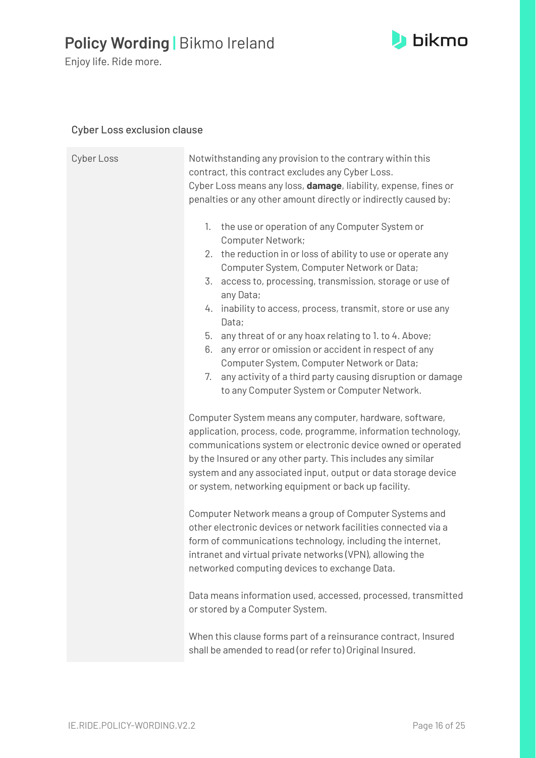## Cyber Loss exclusion clause

| Cyber Loss | Notwithstanding any provision to the contrary within this contract, this contract excludes any Cyber Loss.<br>Cyber Loss means any loss, **damage**, liability, expense, fines or penalties or any other amount directly or indirectly caused by:<br><br>1. the use or operation of any Computer System or Computer Network;<br>2. the reduction in or loss of ability to use or operate any Computer System, Computer Network or Data;<br>3. access to, processing, transmission, storage or use of any Data;<br>4. inability to access, process, transmit, store or use any Data;<br>5. any threat of or any hoax relating to 1. to 4. Above;<br>6. any error or omission or accident in respect of any Computer System, Computer Network or Data;<br>7. any activity of a third party causing disruption or damage to any Computer System or Computer Network.<br><br>Computer System means any computer, hardware, software, application, process, code, programme, information technology, communications system or electronic device owned or operated by the Insured or any other party. This includes any similar system and any associated input, output or data storage device or system, networking equipment or back up facility.<br><br>Computer Network means a group of Computer Systems and other electronic devices or network facilities connected via a form of communications technology, including the internet, intranet and virtual private networks (VPN), allowing the networked computing devices to exchange Data.<br><br>Data means information used, accessed, processed, transmitted or stored by a Computer System.<br><br>When this clause forms part of a reinsurance contract, Insured shall be amended to read (or refer to) Original Insured. |
|---|---|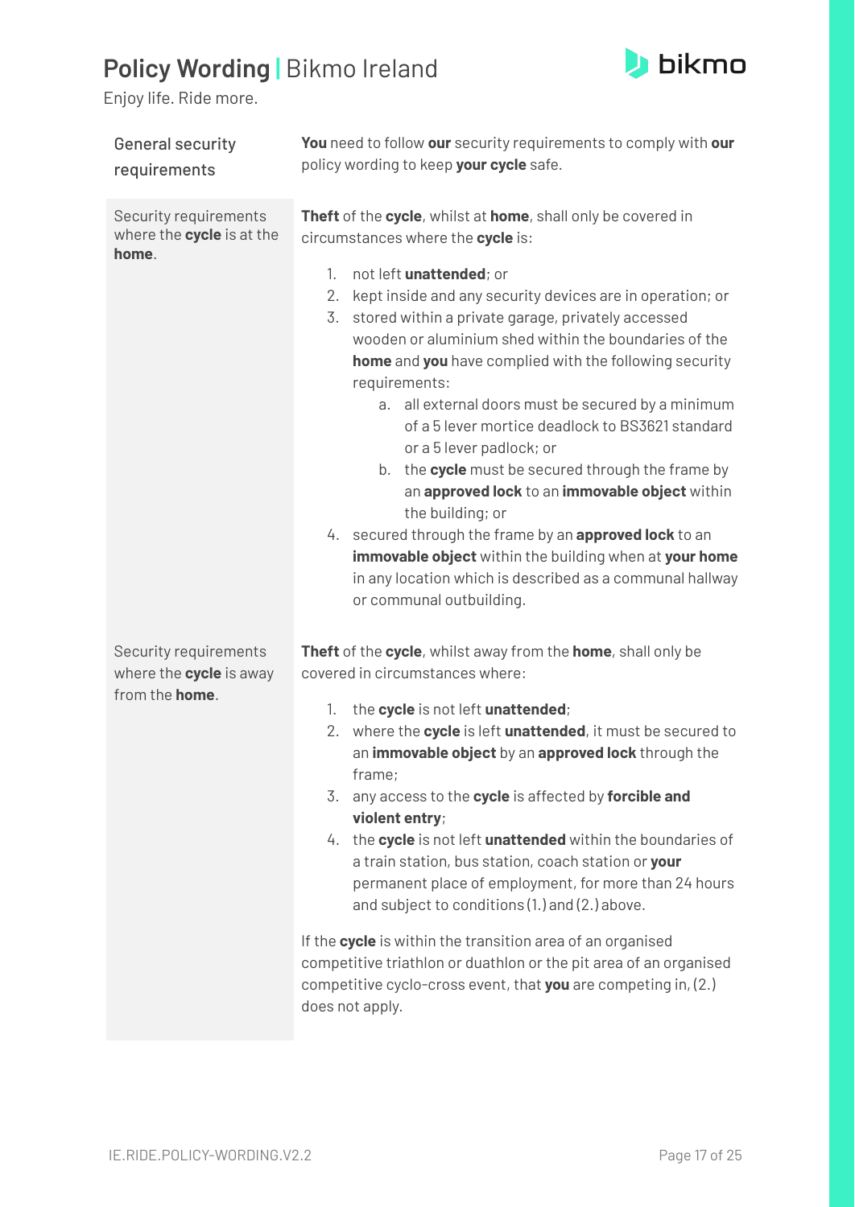| General security requirements | **You** need to follow **our** security requirements to comply with **our** policy wording to keep **your cycle** safe. |
|---|---|
| Security requirements where the **cycle** is at the **home**. | **Theft** of the **cycle**, whilst at **home**, shall only be covered in circumstances where the **cycle** is:<br><br>1. not left **unattended**; or<br>2. kept inside and any security devices are in operation; or<br>3. stored within a private garage, privately accessed wooden or aluminium shed within the boundaries of the **home** and **you** have complied with the following security requirements:<br>&nbsp;&nbsp;&nbsp;&nbsp;a. all external doors must be secured by a minimum of a 5 lever mortice deadlock to BS3621 standard or a 5 lever padlock; or<br>&nbsp;&nbsp;&nbsp;&nbsp;b. the **cycle** must be secured through the frame by an **approved lock** to an **immovable object** within the building; or<br>4. secured through the frame by an **approved lock** to an **immovable object** within the building when at **your home** in any location which is described as a communal hallway or communal outbuilding. |
| Security requirements where the **cycle** is away from the **home**. | **Theft** of the **cycle**, whilst away from the **home**, shall only be covered in circumstances where:<br><br>1. the **cycle** is not left **unattended**;<br>2. where the **cycle** is left **unattended**, it must be secured to an **immovable object** by an **approved lock** through the frame;<br>3. any access to the **cycle** is affected by **forcible and violent entry**;<br>4. the **cycle** is not left **unattended** within the boundaries of a train station, bus station, coach station or **your** permanent place of employment, for more than 24 hours and subject to conditions (1.) and (2.) above.<br><br>If the **cycle** is within the transition area of an organised competitive triathlon or duathlon or the pit area of an organised competitive cyclo-cross event, that **you** are competing in, (2.) does not apply. |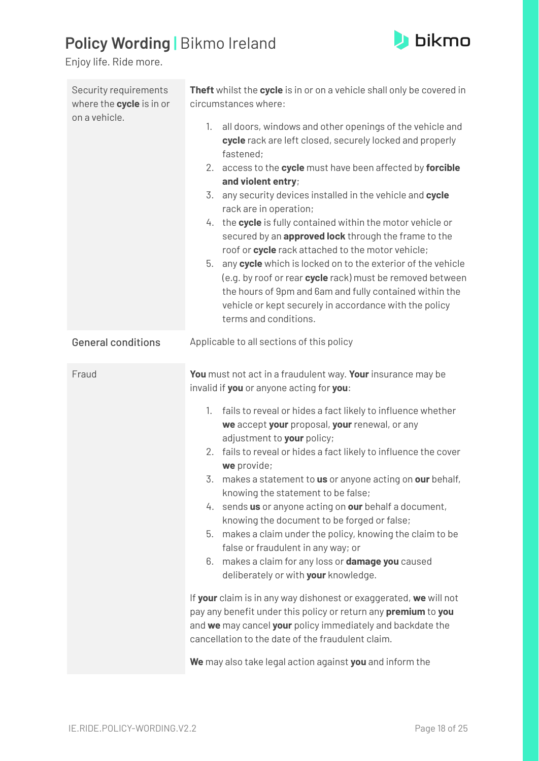| | |
|---|---|
| Security requirements where the **cycle** is in or on a vehicle. | **Theft** whilst the **cycle** is in or on a vehicle shall only be covered in circumstances where:<br><br>1. all doors, windows and other openings of the vehicle and **cycle** rack are left closed, securely locked and properly fastened;<br>2. access to the **cycle** must have been affected by **forcible and violent entry**;<br>3. any security devices installed in the vehicle and **cycle** rack are in operation;<br>4. the **cycle** is fully contained within the motor vehicle or secured by an **approved lock** through the frame to the roof or **cycle** rack attached to the motor vehicle;<br>5. any **cycle** which is locked on to the exterior of the vehicle (e.g. by roof or rear **cycle** rack) must be removed between the hours of 9pm and 6am and fully contained within the vehicle or kept securely in accordance with the policy terms and conditions. |
| General conditions | Applicable to all sections of this policy |
| Fraud | **You** must not act in a fraudulent way. **Your** insurance may be invalid if **you** or anyone acting for **you**:<br><br>1. fails to reveal or hides a fact likely to influence whether **we** accept **your** proposal, **your** renewal, or any adjustment to **your** policy;<br>2. fails to reveal or hides a fact likely to influence the cover **we** provide;<br>3. makes a statement to **us** or anyone acting on **our** behalf, knowing the statement to be false;<br>4. sends **us** or anyone acting on **our** behalf a document, knowing the document to be forged or false;<br>5. makes a claim under the policy, knowing the claim to be false or fraudulent in any way; or<br>6. makes a claim for any loss or **damage you** caused deliberately or with **your** knowledge.<br><br>If **your** claim is in any way dishonest or exaggerated, **we** will not pay any benefit under this policy or return any **premium** to **you** and **we** may cancel **your** policy immediately and backdate the cancellation to the date of the fraudulent claim.<br><br>**We** may also take legal action against **you** and inform the |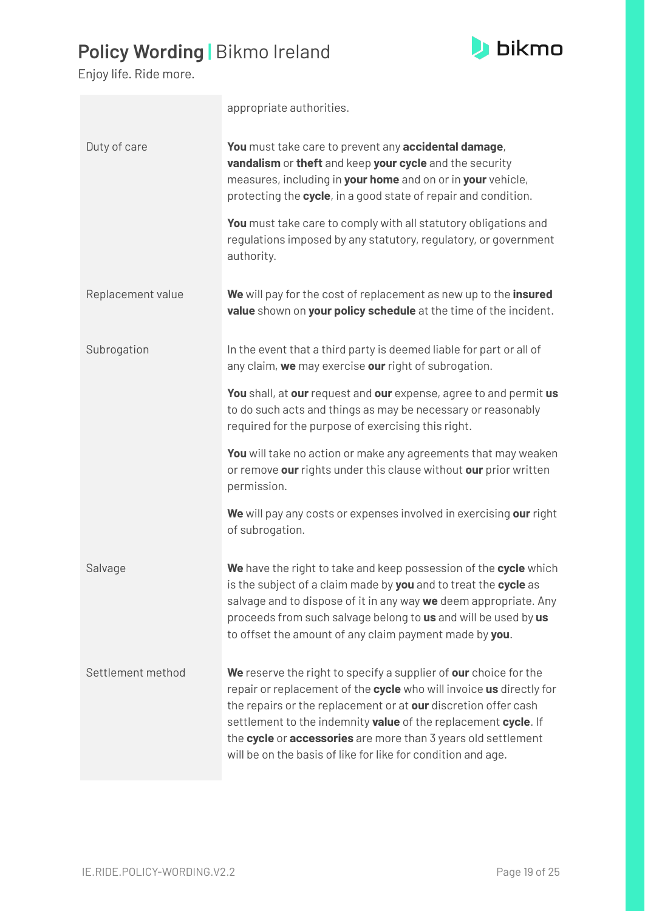| | |
|---|---|
| | appropriate authorities. |
| Duty of care | **You** must take care to prevent any **accidental damage**, **vandalism** or **theft** and keep **your cycle** and the security measures, including in **your home** and on or in **your** vehicle, protecting the **cycle**, in a good state of repair and condition.<br><br>**You** must take care to comply with all statutory obligations and regulations imposed by any statutory, regulatory, or government authority. |
| Replacement value | **We** will pay for the cost of replacement as new up to the **insured value** shown on **your policy schedule** at the time of the incident. |
| Subrogation | In the event that a third party is deemed liable for part or all of any claim, **we** may exercise **our** right of subrogation.<br><br>**You** shall, at **our** request and **our** expense, agree to and permit **us** to do such acts and things as may be necessary or reasonably required for the purpose of exercising this right.<br><br>**You** will take no action or make any agreements that may weaken or remove **our** rights under this clause without **our** prior written permission.<br><br>**We** will pay any costs or expenses involved in exercising **our** right of subrogation. |
| Salvage | **We** have the right to take and keep possession of the **cycle** which is the subject of a claim made by **you** and to treat the **cycle** as salvage and to dispose of it in any way **we** deem appropriate. Any proceeds from such salvage belong to **us** and will be used by **us** to offset the amount of any claim payment made by **you**. |
| Settlement method | **We** reserve the right to specify a supplier of **our** choice for the repair or replacement of the **cycle** who will invoice **us** directly for the repairs or the replacement or at **our** discretion offer cash settlement to the indemnity **value** of the replacement **cycle**. If the **cycle** or **accessories** are more than 3 years old settlement will be on the basis of like for like for condition and age. |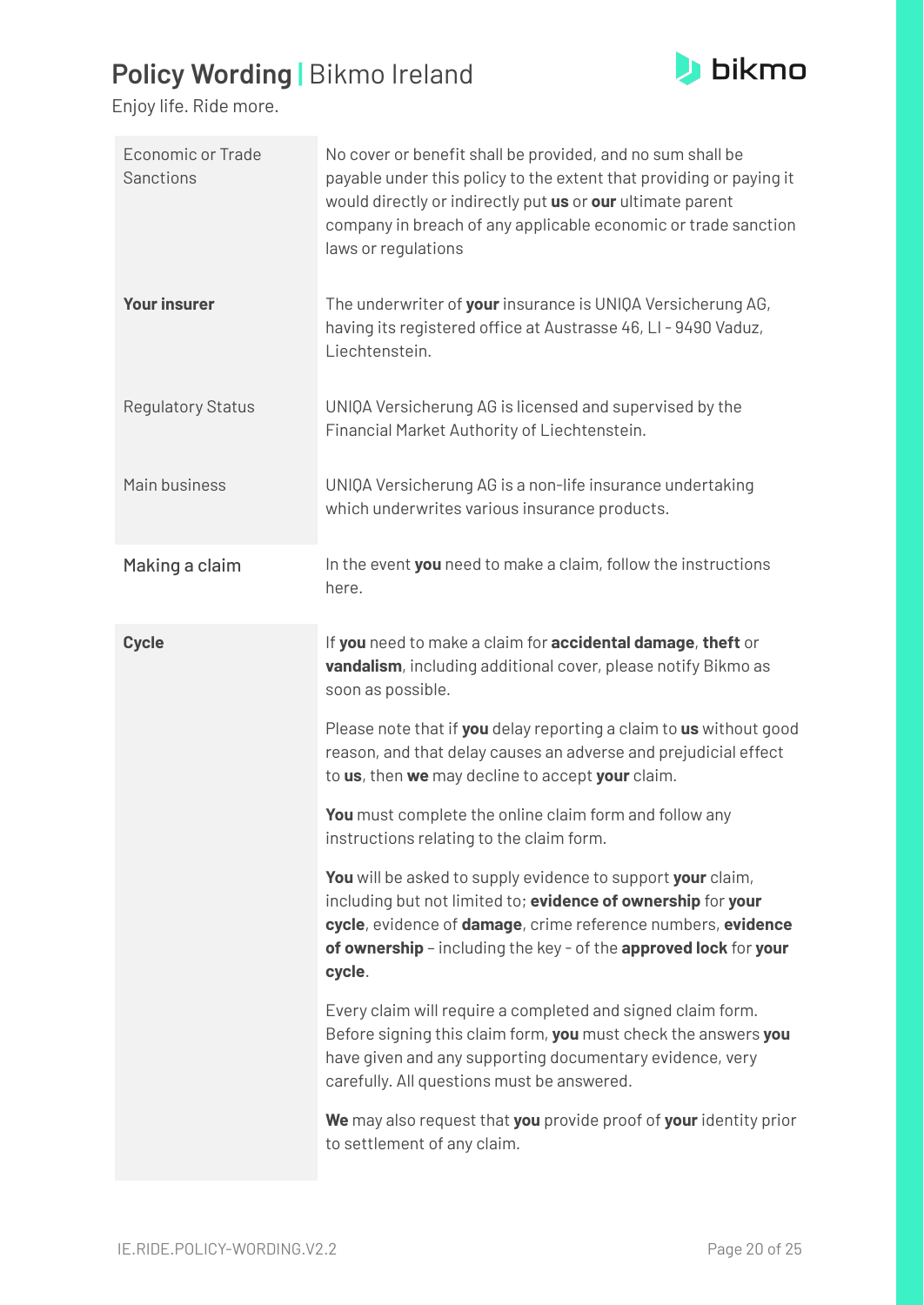| | |
|---|---|
| Economic or Trade Sanctions | No cover or benefit shall be provided, and no sum shall be payable under this policy to the extent that providing or paying it would directly or indirectly put **us** or **our** ultimate parent company in breach of any applicable economic or trade sanction laws or regulations |
| **Your insurer** | The underwriter of **your** insurance is UNIQA Versicherung AG, having its registered office at Austrasse 46, LI - 9490 Vaduz, Liechtenstein. |
| Regulatory Status | UNIQA Versicherung AG is licensed and supervised by the Financial Market Authority of Liechtenstein. |
| Main business | UNIQA Versicherung AG is a non-life insurance undertaking which underwrites various insurance products. |
| Making a claim | In the event **you** need to make a claim, follow the instructions here. |
| **Cycle** | If **you** need to make a claim for **accidental damage**, **theft** or **vandalism**, including additional cover, please notify Bikmo as soon as possible.<br><br>Please note that if **you** delay reporting a claim to **us** without good reason, and that delay causes an adverse and prejudicial effect to **us**, then **we** may decline to accept **your** claim.<br><br>**You** must complete the online claim form and follow any instructions relating to the claim form.<br><br>**You** will be asked to supply evidence to support **your** claim, including but not limited to; **evidence of ownership** for **your cycle**, evidence of **damage**, crime reference numbers, **evidence of ownership** – including the key - of the **approved lock** for **your cycle**.<br><br>Every claim will require a completed and signed claim form. Before signing this claim form, **you** must check the answers **you** have given and any supporting documentary evidence, very carefully. All questions must be answered.<br><br>**We** may also request that **you** provide proof of **your** identity prior to settlement of any claim. |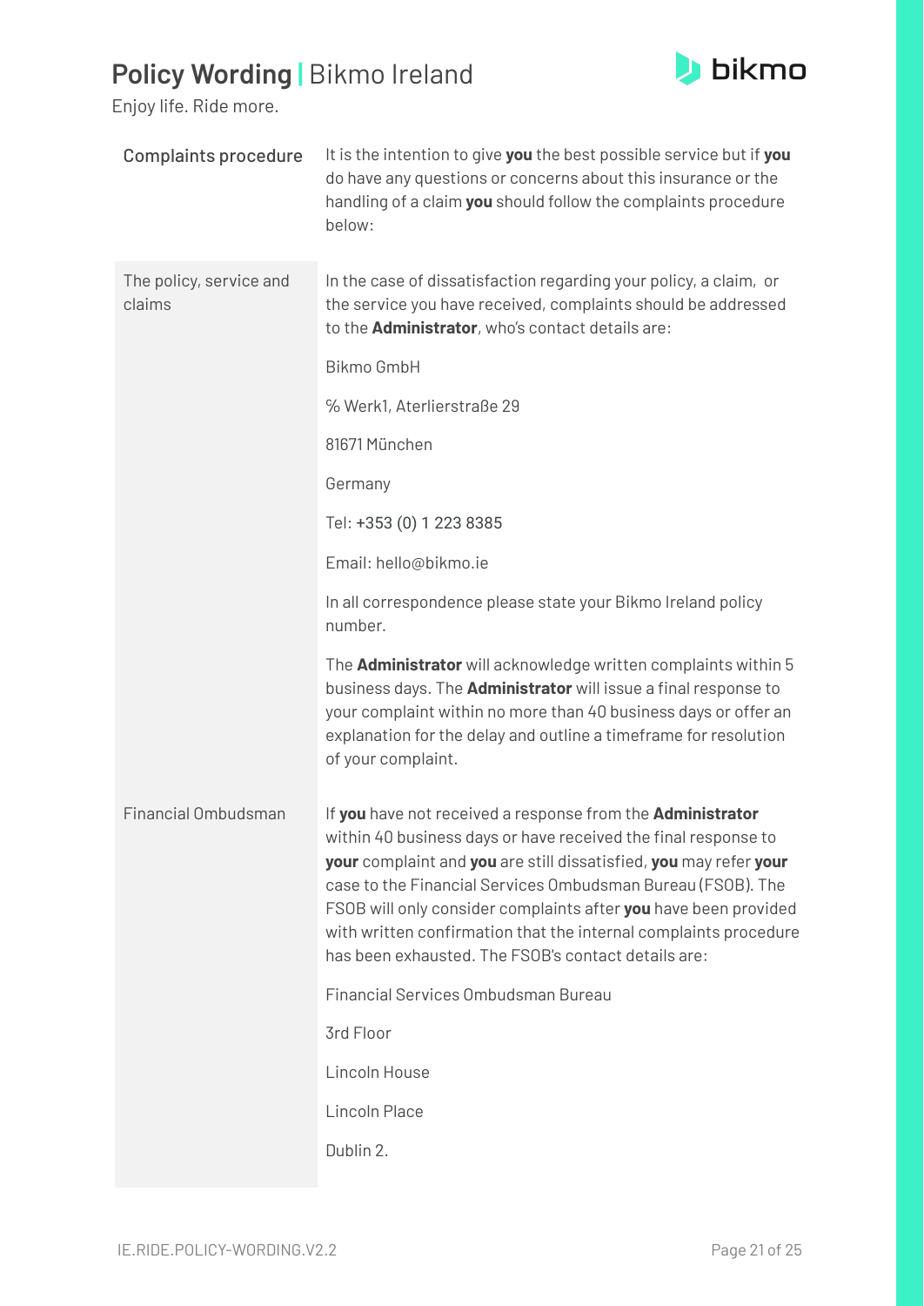| Complaints procedure | It is the intention to give **you** the best possible service but if **you** do have any questions or concerns about this insurance or the handling of a claim **you** should follow the complaints procedure below: |
|---|---|
| The policy, service and claims | In the case of dissatisfaction regarding your policy, a claim, or the service you have received, complaints should be addressed to the **Administrator**, who's contact details are:<br><br>Bikmo GmbH<br><br>℅ Werk1, Aterlierstraße 29<br><br>81671 München<br><br>Germany<br><br>Tel: +353 (0) 1 223 8385<br><br>Email: hello@bikmo.ie<br><br>In all correspondence please state your Bikmo Ireland policy number.<br><br>The **Administrator** will acknowledge written complaints within 5 business days. The **Administrator** will issue a final response to your complaint within no more than 40 business days or offer an explanation for the delay and outline a timeframe for resolution of your complaint. |
| Financial Ombudsman | If **you** have not received a response from the **Administrator** within 40 business days or have received the final response to **your** complaint and **you** are still dissatisfied, **you** may refer **your** case to the Financial Services Ombudsman Bureau (FSOB). The FSOB will only consider complaints after **you** have been provided with written confirmation that the internal complaints procedure has been exhausted. The FSOB's contact details are:<br><br>Financial Services Ombudsman Bureau<br><br>3rd Floor<br><br>Lincoln House<br><br>Lincoln Place<br><br>Dublin 2. |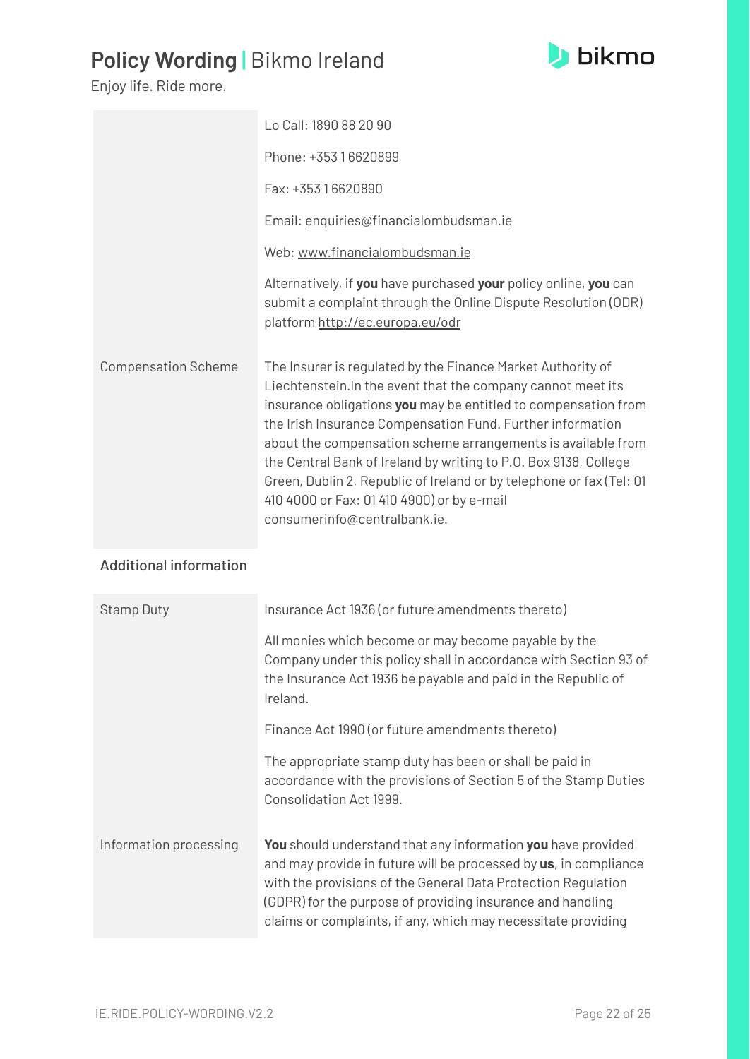| | |
|---|---|
| | Lo Call: 1890 88 20 90<br><br>Phone: +353 1 6620899<br><br>Fax: +353 1 6620890<br><br>Email: enquiries@financialombudsman.ie<br><br>Web: www.financialombudsman.ie<br><br>Alternatively, if **you** have purchased **your** policy online, **you** can submit a complaint through the Online Dispute Resolution (ODR) platform http://ec.europa.eu/odr |
| Compensation Scheme | The Insurer is regulated by the Finance Market Authority of Liechtenstein.In the event that the company cannot meet its insurance obligations **you** may be entitled to compensation from the Irish Insurance Compensation Fund. Further information about the compensation scheme arrangements is available from the Central Bank of Ireland by writing to P.O. Box 9138, College Green, Dublin 2, Republic of Ireland or by telephone or fax (Tel: 01 410 4000 or Fax: 01 410 4900) or by e-mail consumerinfo@centralbank.ie. |

## Additional information

| | |
|---|---|
| Stamp Duty | Insurance Act 1936 (or future amendments thereto)<br><br>All monies which become or may become payable by the Company under this policy shall in accordance with Section 93 of the Insurance Act 1936 be payable and paid in the Republic of Ireland.<br><br>Finance Act 1990 (or future amendments thereto)<br><br>The appropriate stamp duty has been or shall be paid in accordance with the provisions of Section 5 of the Stamp Duties Consolidation Act 1999. |
| Information processing | **You** should understand that any information **you** have provided and may provide in future will be processed by **us**, in compliance with the provisions of the General Data Protection Regulation (GDPR) for the purpose of providing insurance and handling claims or complaints, if any, which may necessitate providing |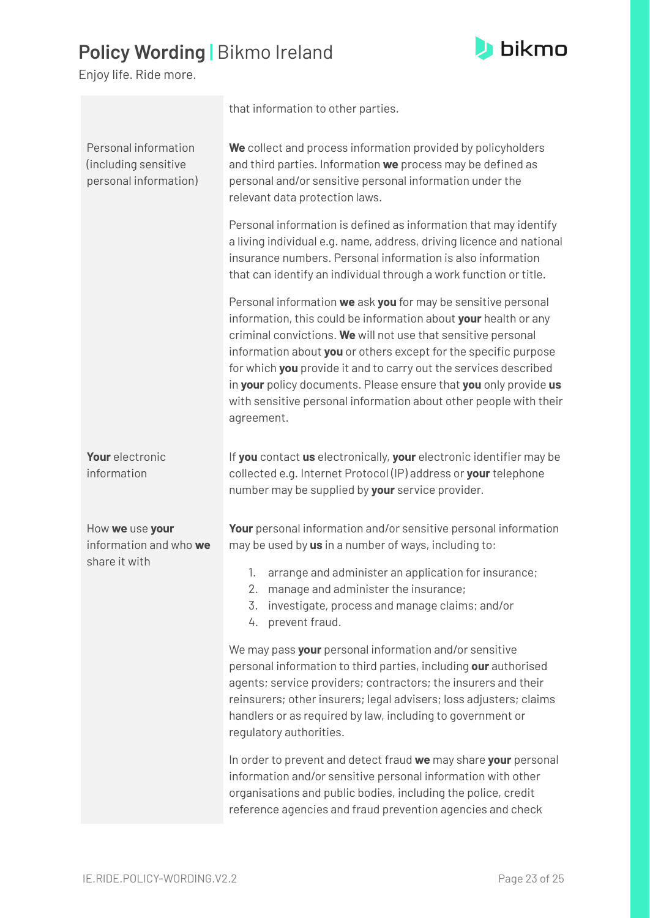| | |
|---|---|
| | that information to other parties. |
| Personal information (including sensitive personal information) | **We** collect and process information provided by policyholders and third parties. Information **we** process may be defined as personal and/or sensitive personal information under the relevant data protection laws.<br><br>Personal information is defined as information that may identify a living individual e.g. name, address, driving licence and national insurance numbers. Personal information is also information that can identify an individual through a work function or title.<br><br>Personal information **we** ask **you** for may be sensitive personal information, this could be information about **your** health or any criminal convictions. **We** will not use that sensitive personal information about **you** or others except for the specific purpose for which **you** provide it and to carry out the services described in **your** policy documents. Please ensure that **you** only provide **us** with sensitive personal information about other people with their agreement. |
| **Your** electronic information | If **you** contact **us** electronically, **your** electronic identifier may be collected e.g. Internet Protocol (IP) address or **your** telephone number may be supplied by **your** service provider. |
| How **we** use **your** information and who **we** share it with | **Your** personal information and/or sensitive personal information may be used by **us** in a number of ways, including to:<br><br>1. arrange and administer an application for insurance;<br>2. manage and administer the insurance;<br>3. investigate, process and manage claims; and/or<br>4. prevent fraud.<br><br>We may pass **your** personal information and/or sensitive personal information to third parties, including **our** authorised agents; service providers; contractors; the insurers and their reinsurers; other insurers; legal advisers; loss adjusters; claims handlers or as required by law, including to government or regulatory authorities.<br><br>In order to prevent and detect fraud **we** may share **your** personal information and/or sensitive personal information with other organisations and public bodies, including the police, credit reference agencies and fraud prevention agencies and check |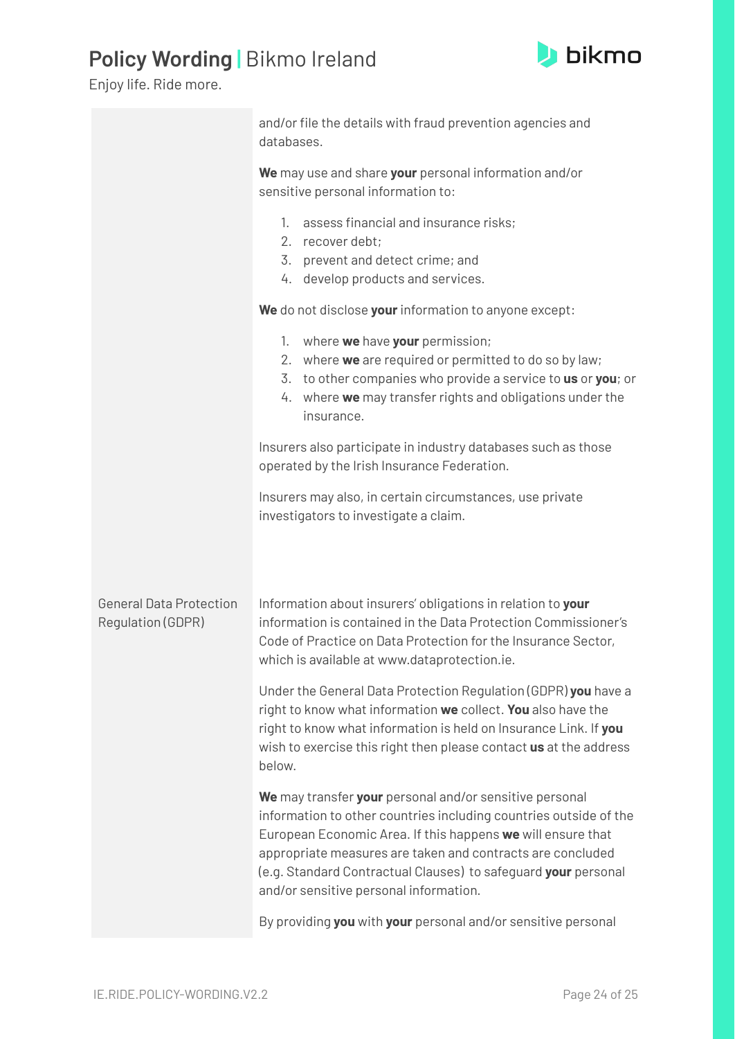and/or file the details with fraud prevention agencies and databases.

**We** may use and share **your** personal information and/or sensitive personal information to:

1. assess financial and insurance risks;
2. recover debt;
3. prevent and detect crime; and
4. develop products and services.

**We** do not disclose **your** information to anyone except:

1. where **we** have **your** permission;
2. where **we** are required or permitted to do so by law;
3. to other companies who provide a service to **us** or **you**; or
4. where **we** may transfer rights and obligations under the insurance.

Insurers also participate in industry databases such as those operated by the Irish Insurance Federation.

Insurers may also, in certain circumstances, use private investigators to investigate a claim.

## General Data Protection Regulation (GDPR)

Information about insurers' obligations in relation to **your** information is contained in the Data Protection Commissioner's Code of Practice on Data Protection for the Insurance Sector, which is available at www.dataprotection.ie.

Under the General Data Protection Regulation (GDPR) **you** have a right to know what information **we** collect. **You** also have the right to know what information is held on Insurance Link. If **you** wish to exercise this right then please contact **us** at the address below.

**We** may transfer **your** personal and/or sensitive personal information to other countries including countries outside of the European Economic Area. If this happens **we** will ensure that appropriate measures are taken and contracts are concluded (e.g. Standard Contractual Clauses) to safeguard **your** personal and/or sensitive personal information.

By providing **you** with **your** personal and/or sensitive personal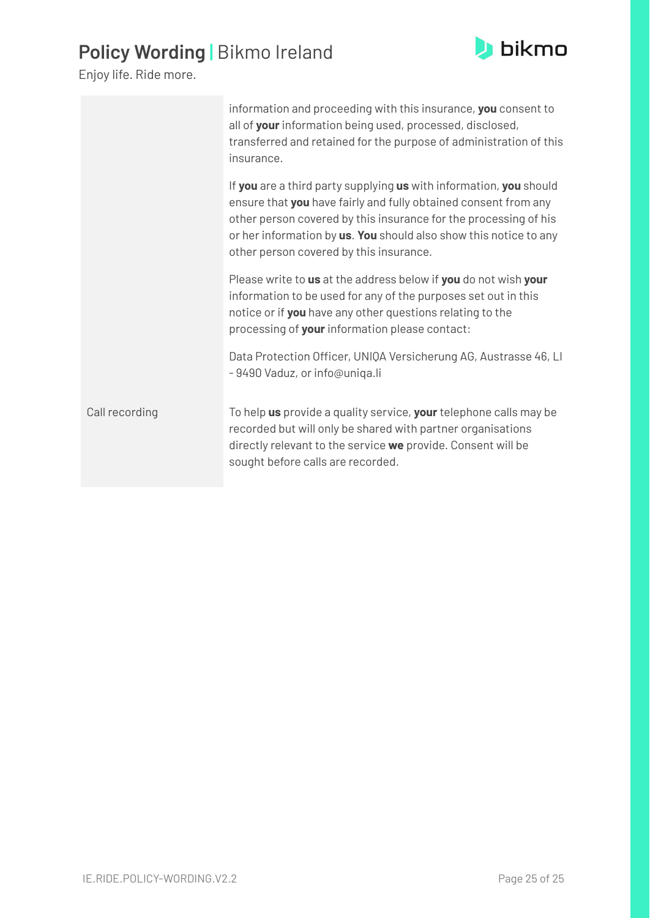| | |
|---|---|
| | information and proceeding with this insurance, **you** consent to all of **your** information being used, processed, disclosed, transferred and retained for the purpose of administration of this insurance.<br><br>If **you** are a third party supplying **us** with information, **you** should ensure that **you** have fairly and fully obtained consent from any other person covered by this insurance for the processing of his or her information by **us**. **You** should also show this notice to any other person covered by this insurance.<br><br>Please write to **us** at the address below if **you** do not wish **your** information to be used for any of the purposes set out in this notice or if **you** have any other questions relating to the processing of **your** information please contact:<br><br>Data Protection Officer, UNIQA Versicherung AG, Austrasse 46, LI - 9490 Vaduz, or info@uniqa.li |
| Call recording | To help **us** provide a quality service, **your** telephone calls may be recorded but will only be shared with partner organisations directly relevant to the service **we** provide. Consent will be sought before calls are recorded. |